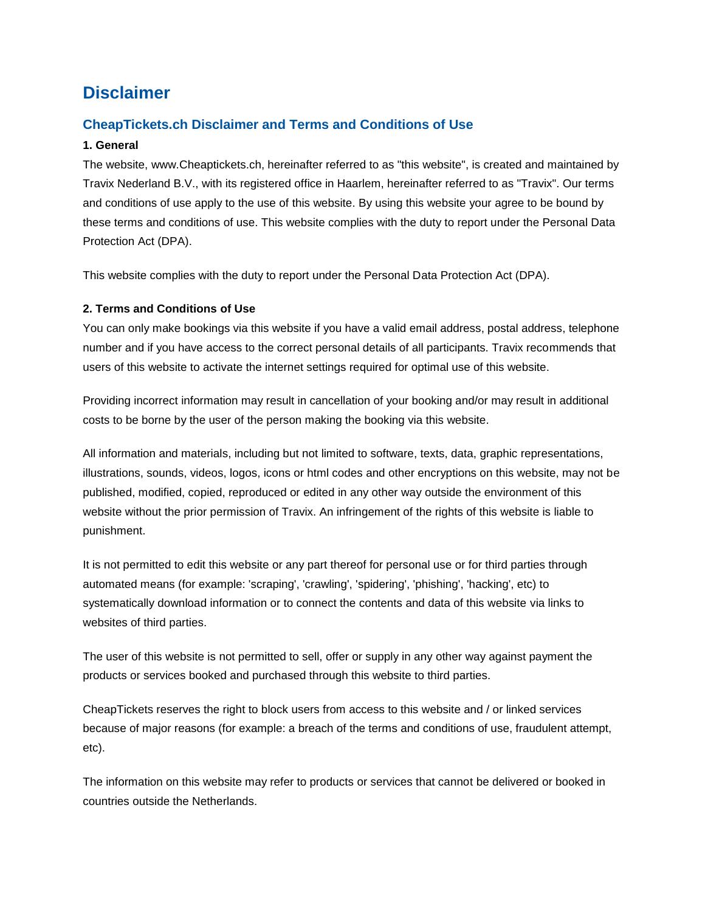# Disclaimer

## CheapTickets.ch Disclaimer and Terms and Conditions of Use

**1. General**

The website, www.Cheaptickets.ch, hereinafter referred to as "this website", is created and maintained by Travix Nederland B.V., with its registered office in Haarlem, hereinafter referred to as "Travix". Our terms and conditions of use apply to the use of this website. By using this website your agree to be bound by these terms and conditions of use. This website complies with the duty to report under the Personal Data Protection Act (DPA).

This website complies with the duty to report under the Personal Data Protection Act (DPA).

**2. Terms and Conditions of Use**

You can only make bookings via this website if you have a valid email address, postal address, telephone number and if you have access to the correct personal details of all participants. Travix recommends that users of this website to activate the internet settings required for optimal use of this website.

Providing incorrect information may result in cancellation of your booking and/or may result in additional costs to be borne by the user of the person making the booking via this website.

All information and materials, including but not limited to software, texts, data, graphic representations, illustrations, sounds, videos, logos, icons or html codes and other encryptions on this website, may not be published, modified, copied, reproduced or edited in any other way outside the environment of this website without the prior permission of Travix. An infringement of the rights of this website is liable to punishment.

It is not permitted to edit this website or any part thereof for personal use or for third parties through automated means (for example: 'scraping', 'crawling', 'spidering', 'phishing', 'hacking', etc) to systematically download information or to connect the contents and data of this website via links to websites of third parties.

The user of this website is not permitted to sell, offer or supply in any other way against payment the products or services booked and purchased through this website to third parties.

CheapTickets reserves the right to block users from access to this website and / or linked services because of major reasons (for example: a breach of the terms and conditions of use, fraudulent attempt, etc).

The information on this website may refer to products or services that cannot be delivered or booked in countries outside the Netherlands.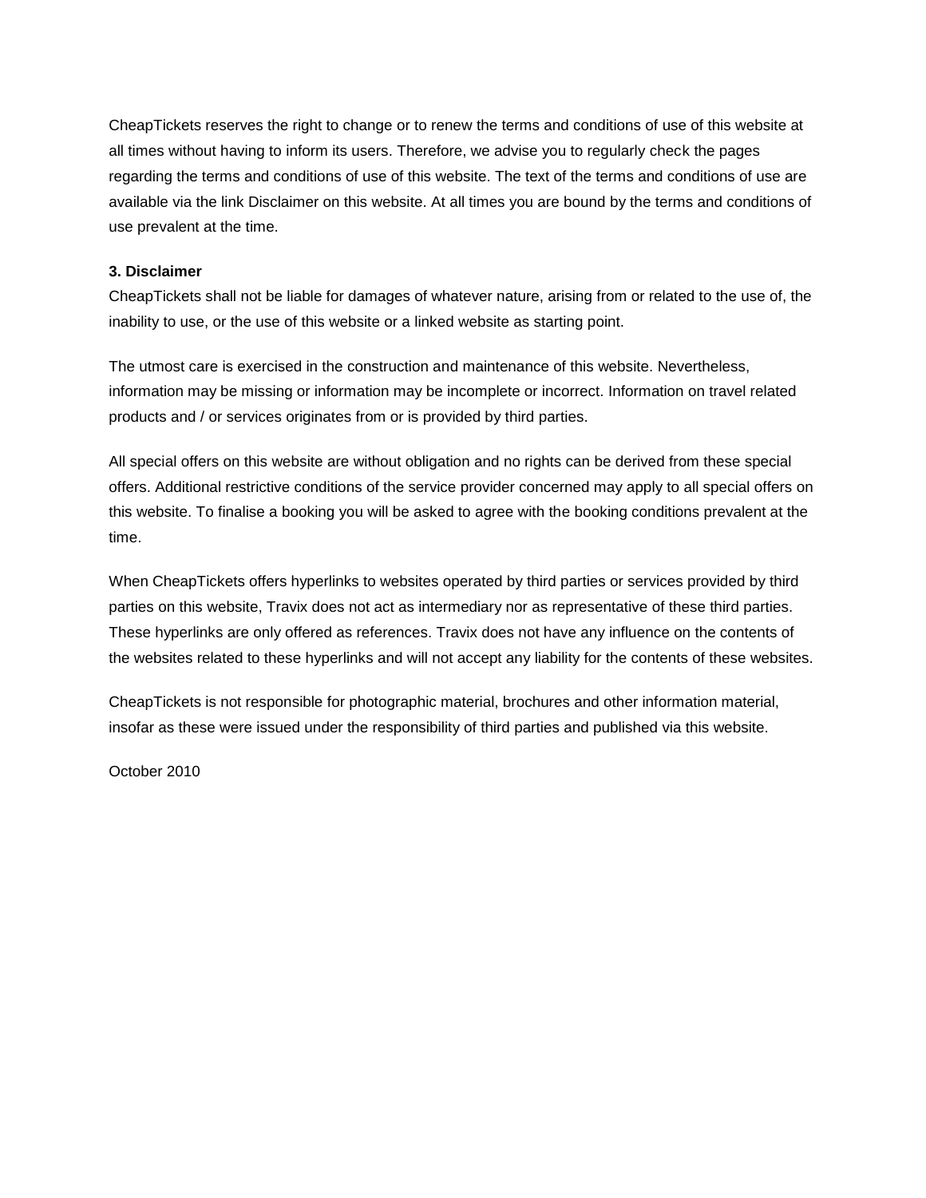CheapTickets reserves the right to change or to renew the terms and conditions of use of this website at all times without having to inform its users. Therefore, we advise you to regularly check the pages regarding the terms and conditions of use of this website. The text of the terms and conditions of use are available via the link Disclaimer on this website. At all times you are bound by the terms and conditions of use prevalent at the time.

**3. Disclaimer**

CheapTickets shall not be liable for damages of whatever nature, arising from or related to the use of, the inability to use, or the use of this website or a linked website as starting point.

The utmost care is exercised in the construction and maintenance of this website. Nevertheless, information may be missing or information may be incomplete or incorrect. Information on travel related products and / or services originates from or is provided by third parties.

All special offers on this website are without obligation and no rights can be derived from these special offers. Additional restrictive conditions of the service provider concerned may apply to all special offers on this website. To finalise a booking you will be asked to agree with the booking conditions prevalent at the time.

When CheapTickets offers hyperlinks to websites operated by third parties or services provided by third parties on this website, Travix does not act as intermediary nor as representative of these third parties. These hyperlinks are only offered as references. Travix does not have any influence on the contents of the websites related to these hyperlinks and will not accept any liability for the contents of these websites.

CheapTickets is not responsible for photographic material, brochures and other information material, insofar as these were issued under the responsibility of third parties and published via this website.

October 2010